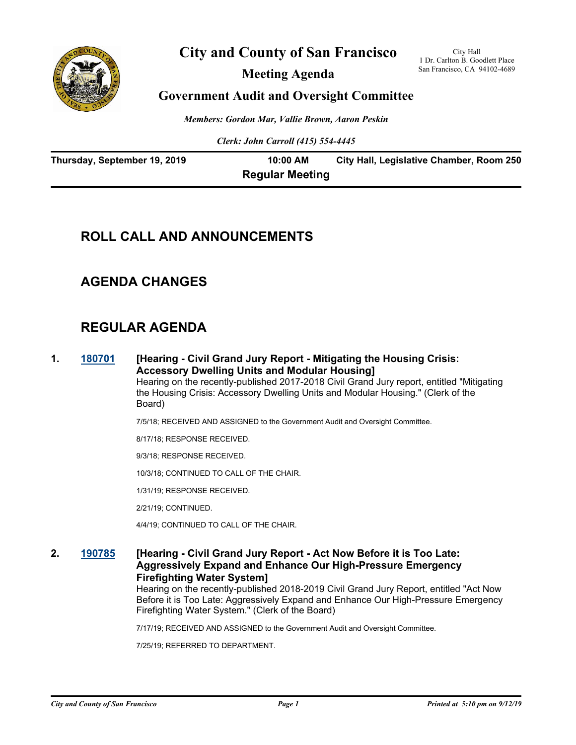# City and County of San Francisco

City Hall
1 Dr. Carlton B. Goodlett Place
San Francisco, CA 94102-4689

## Meeting Agenda

## Government Audit and Oversight Committee

*Members: Gordon Mar, Vallie Brown, Aaron Peskin*

*Clerk: John Carroll (415) 554-4445*

**Thursday, September 19, 2019** **10:00 AM** **City Hall, Legislative Chamber, Room 250**

**Regular Meeting**

## ROLL CALL AND ANNOUNCEMENTS

## AGENDA CHANGES

## REGULAR AGENDA

**1. 180701 [Hearing - Civil Grand Jury Report - Mitigating the Housing Crisis: Accessory Dwelling Units and Modular Housing]**

Hearing on the recently-published 2017-2018 Civil Grand Jury report, entitled "Mitigating the Housing Crisis: Accessory Dwelling Units and Modular Housing." (Clerk of the Board)

7/5/18; RECEIVED AND ASSIGNED to the Government Audit and Oversight Committee.

8/17/18; RESPONSE RECEIVED.

9/3/18; RESPONSE RECEIVED.

10/3/18; CONTINUED TO CALL OF THE CHAIR.

1/31/19; RESPONSE RECEIVED.

2/21/19; CONTINUED.

4/4/19; CONTINUED TO CALL OF THE CHAIR.

**2. 190785 [Hearing - Civil Grand Jury Report - Act Now Before it is Too Late: Aggressively Expand and Enhance Our High-Pressure Emergency Firefighting Water System]**

Hearing on the recently-published 2018-2019 Civil Grand Jury Report, entitled "Act Now Before it is Too Late: Aggressively Expand and Enhance Our High-Pressure Emergency Firefighting Water System." (Clerk of the Board)

7/17/19; RECEIVED AND ASSIGNED to the Government Audit and Oversight Committee.

7/25/19; REFERRED TO DEPARTMENT.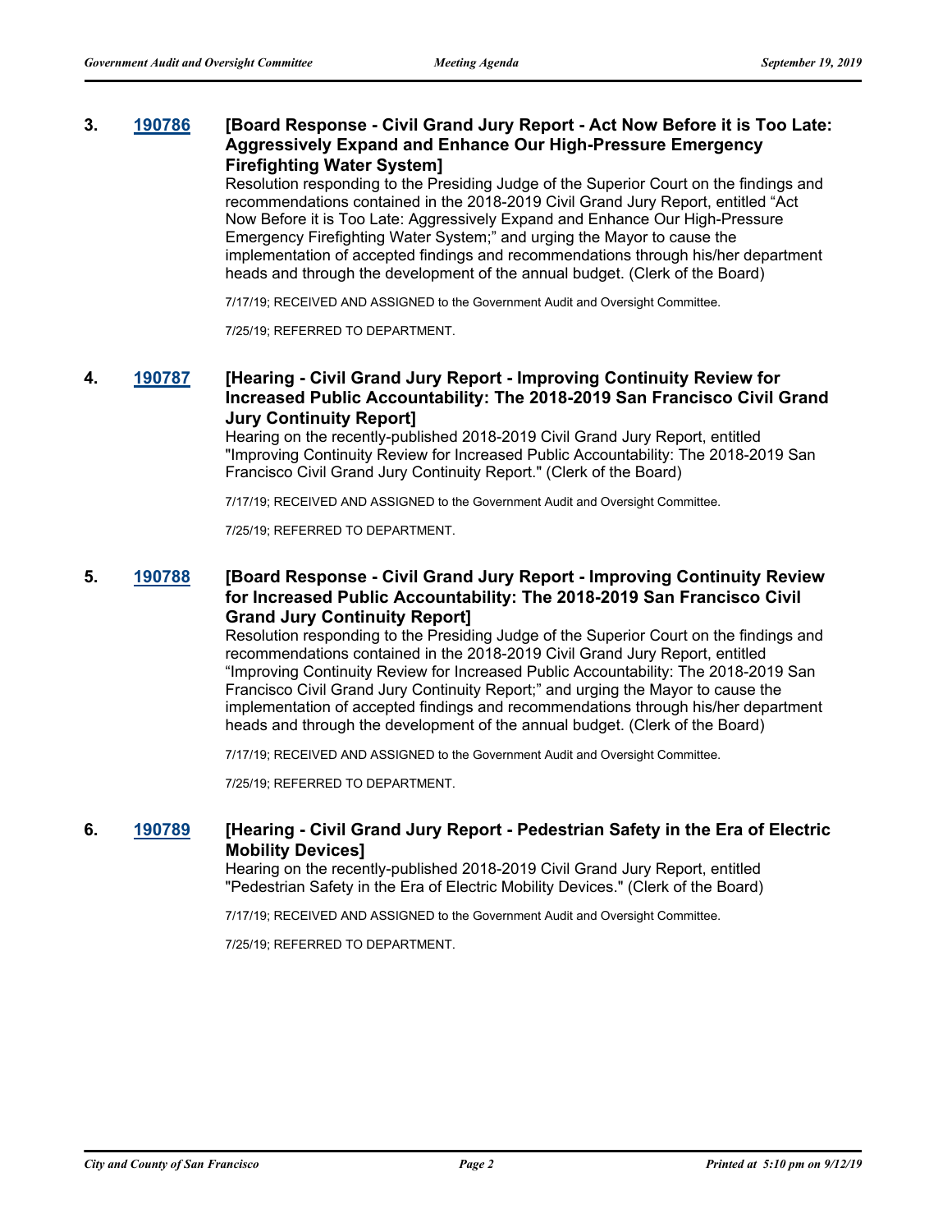**3. [190786](#) [Board Response - Civil Grand Jury Report - Act Now Before it is Too Late: Aggressively Expand and Enhance Our High-Pressure Emergency Firefighting Water System]**

Resolution responding to the Presiding Judge of the Superior Court on the findings and recommendations contained in the 2018-2019 Civil Grand Jury Report, entitled "Act Now Before it is Too Late: Aggressively Expand and Enhance Our High-Pressure Emergency Firefighting Water System;" and urging the Mayor to cause the implementation of accepted findings and recommendations through his/her department heads and through the development of the annual budget. (Clerk of the Board)

7/17/19; RECEIVED AND ASSIGNED to the Government Audit and Oversight Committee.

7/25/19; REFERRED TO DEPARTMENT.

**4. [190787](#) [Hearing - Civil Grand Jury Report - Improving Continuity Review for Increased Public Accountability: The 2018-2019 San Francisco Civil Grand Jury Continuity Report]**

Hearing on the recently-published 2018-2019 Civil Grand Jury Report, entitled "Improving Continuity Review for Increased Public Accountability: The 2018-2019 San Francisco Civil Grand Jury Continuity Report." (Clerk of the Board)

7/17/19; RECEIVED AND ASSIGNED to the Government Audit and Oversight Committee.

7/25/19; REFERRED TO DEPARTMENT.

**5. [190788](#) [Board Response - Civil Grand Jury Report - Improving Continuity Review for Increased Public Accountability: The 2018-2019 San Francisco Civil Grand Jury Continuity Report]**

Resolution responding to the Presiding Judge of the Superior Court on the findings and recommendations contained in the 2018-2019 Civil Grand Jury Report, entitled "Improving Continuity Review for Increased Public Accountability: The 2018-2019 San Francisco Civil Grand Jury Continuity Report;" and urging the Mayor to cause the implementation of accepted findings and recommendations through his/her department heads and through the development of the annual budget. (Clerk of the Board)

7/17/19; RECEIVED AND ASSIGNED to the Government Audit and Oversight Committee.

7/25/19; REFERRED TO DEPARTMENT.

**6. [190789](#) [Hearing - Civil Grand Jury Report - Pedestrian Safety in the Era of Electric Mobility Devices]**

Hearing on the recently-published 2018-2019 Civil Grand Jury Report, entitled "Pedestrian Safety in the Era of Electric Mobility Devices." (Clerk of the Board)

7/17/19; RECEIVED AND ASSIGNED to the Government Audit and Oversight Committee.

7/25/19; REFERRED TO DEPARTMENT.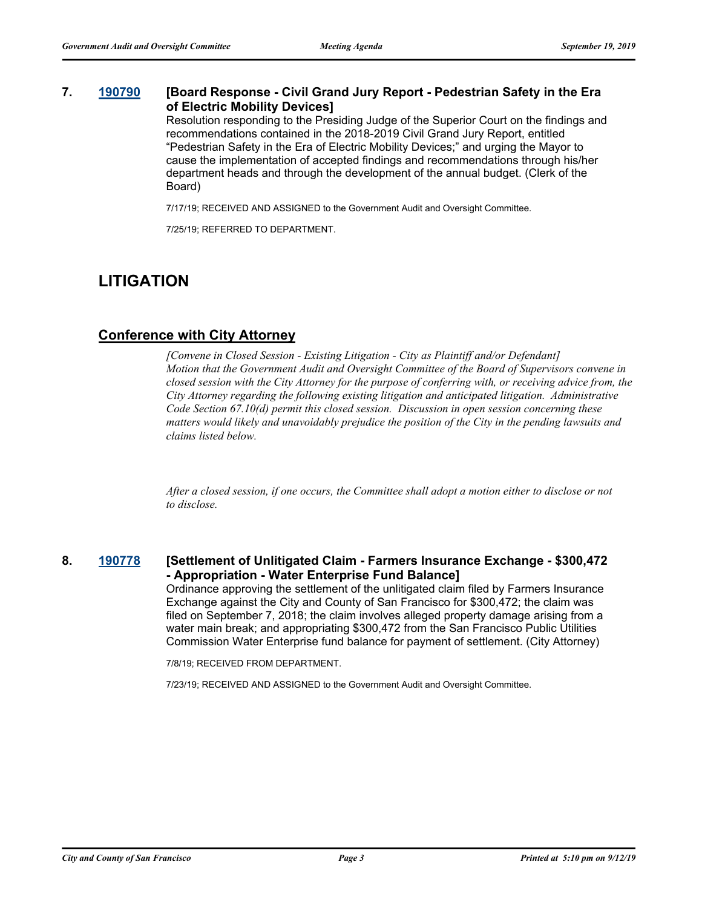**7. 190790 [Board Response - Civil Grand Jury Report - Pedestrian Safety in the Era of Electric Mobility Devices]**

Resolution responding to the Presiding Judge of the Superior Court on the findings and recommendations contained in the 2018-2019 Civil Grand Jury Report, entitled "Pedestrian Safety in the Era of Electric Mobility Devices;" and urging the Mayor to cause the implementation of accepted findings and recommendations through his/her department heads and through the development of the annual budget. (Clerk of the Board)

7/17/19; RECEIVED AND ASSIGNED to the Government Audit and Oversight Committee.

7/25/19; REFERRED TO DEPARTMENT.

# LITIGATION

## Conference with City Attorney

*[Convene in Closed Session - Existing Litigation - City as Plaintiff and/or Defendant] Motion that the Government Audit and Oversight Committee of the Board of Supervisors convene in closed session with the City Attorney for the purpose of conferring with, or receiving advice from, the City Attorney regarding the following existing litigation and anticipated litigation. Administrative Code Section 67.10(d) permit this closed session. Discussion in open session concerning these matters would likely and unavoidably prejudice the position of the City in the pending lawsuits and claims listed below.*

*After a closed session, if one occurs, the Committee shall adopt a motion either to disclose or not to disclose.*

**8. 190778 [Settlement of Unlitigated Claim - Farmers Insurance Exchange - $300,472 - Appropriation - Water Enterprise Fund Balance]**

Ordinance approving the settlement of the unlitigated claim filed by Farmers Insurance Exchange against the City and County of San Francisco for $300,472; the claim was filed on September 7, 2018; the claim involves alleged property damage arising from a water main break; and appropriating $300,472 from the San Francisco Public Utilities Commission Water Enterprise fund balance for payment of settlement. (City Attorney)

7/8/19; RECEIVED FROM DEPARTMENT.

7/23/19; RECEIVED AND ASSIGNED to the Government Audit and Oversight Committee.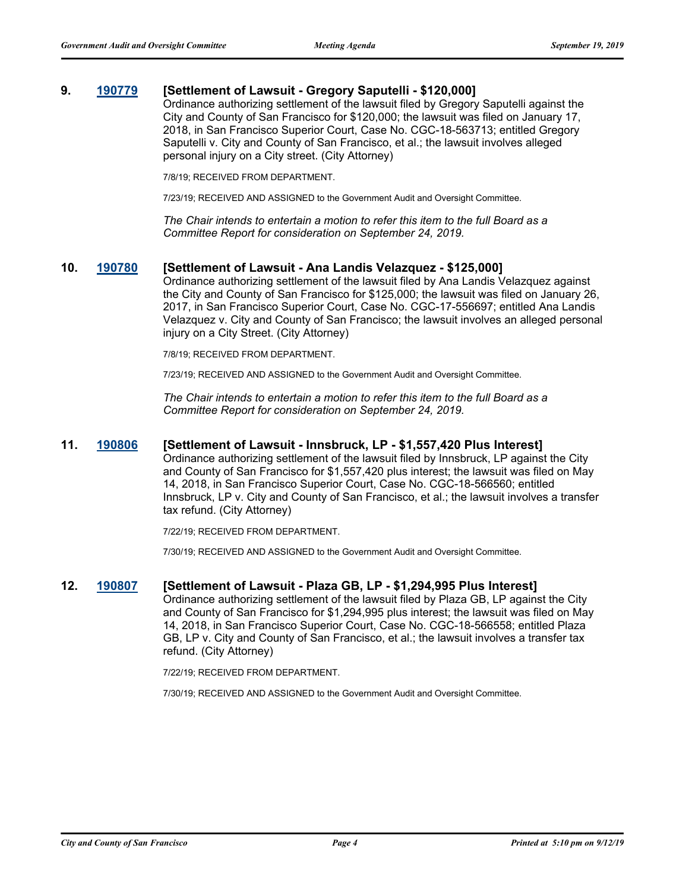**9. [190779](190779) [Settlement of Lawsuit - Gregory Saputelli - $120,000]**

Ordinance authorizing settlement of the lawsuit filed by Gregory Saputelli against the City and County of San Francisco for $120,000; the lawsuit was filed on January 17, 2018, in San Francisco Superior Court, Case No. CGC-18-563713; entitled Gregory Saputelli v. City and County of San Francisco, et al.; the lawsuit involves alleged personal injury on a City street. (City Attorney)

7/8/19; RECEIVED FROM DEPARTMENT.

7/23/19; RECEIVED AND ASSIGNED to the Government Audit and Oversight Committee.

*The Chair intends to entertain a motion to refer this item to the full Board as a Committee Report for consideration on September 24, 2019.*

**10. [190780](190780) [Settlement of Lawsuit - Ana Landis Velazquez - $125,000]**

Ordinance authorizing settlement of the lawsuit filed by Ana Landis Velazquez against the City and County of San Francisco for $125,000; the lawsuit was filed on January 26, 2017, in San Francisco Superior Court, Case No. CGC-17-556697; entitled Ana Landis Velazquez v. City and County of San Francisco; the lawsuit involves an alleged personal injury on a City Street. (City Attorney)

7/8/19; RECEIVED FROM DEPARTMENT.

7/23/19; RECEIVED AND ASSIGNED to the Government Audit and Oversight Committee.

*The Chair intends to entertain a motion to refer this item to the full Board as a Committee Report for consideration on September 24, 2019.*

**11. [190806](190806) [Settlement of Lawsuit - Innsbruck, LP - $1,557,420 Plus Interest]**

Ordinance authorizing settlement of the lawsuit filed by Innsbruck, LP against the City and County of San Francisco for $1,557,420 plus interest; the lawsuit was filed on May 14, 2018, in San Francisco Superior Court, Case No. CGC-18-566560; entitled Innsbruck, LP v. City and County of San Francisco, et al.; the lawsuit involves a transfer tax refund. (City Attorney)

7/22/19; RECEIVED FROM DEPARTMENT.

7/30/19; RECEIVED AND ASSIGNED to the Government Audit and Oversight Committee.

**12. [190807](190807) [Settlement of Lawsuit - Plaza GB, LP - $1,294,995 Plus Interest]**

Ordinance authorizing settlement of the lawsuit filed by Plaza GB, LP against the City and County of San Francisco for $1,294,995 plus interest; the lawsuit was filed on May 14, 2018, in San Francisco Superior Court, Case No. CGC-18-566558; entitled Plaza GB, LP v. City and County of San Francisco, et al.; the lawsuit involves a transfer tax refund. (City Attorney)

7/22/19; RECEIVED FROM DEPARTMENT.

7/30/19; RECEIVED AND ASSIGNED to the Government Audit and Oversight Committee.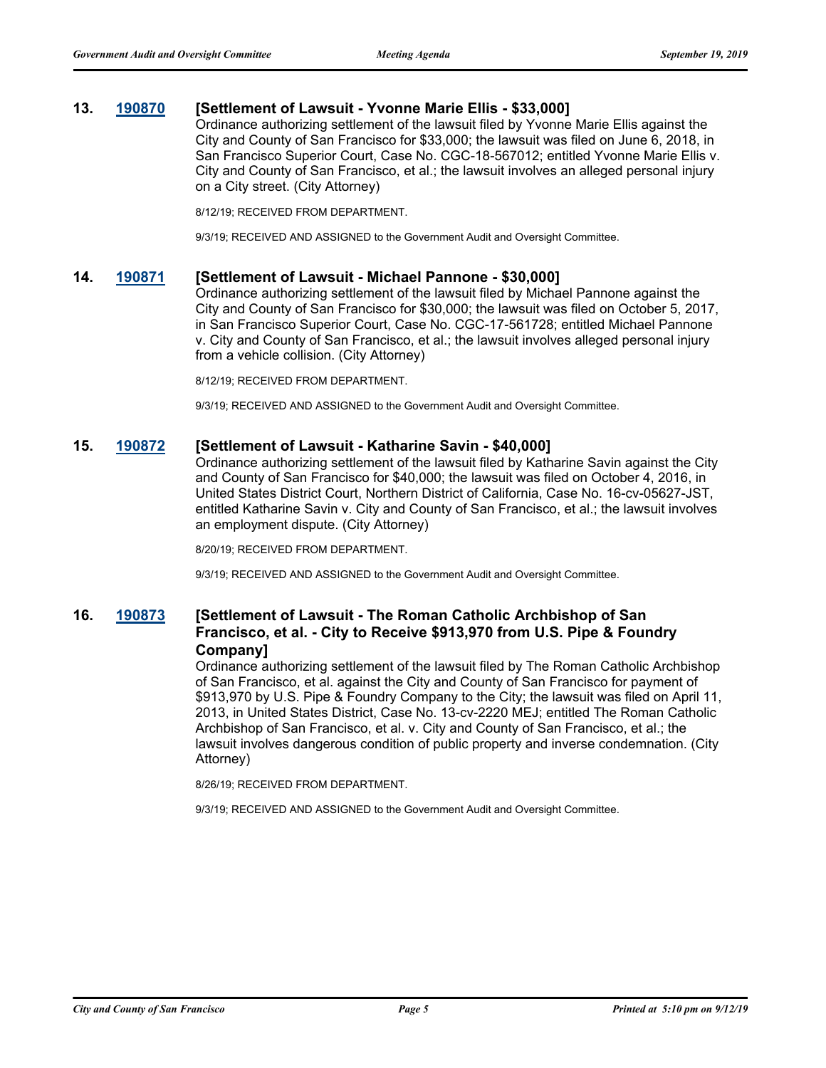**13. 190870 [Settlement of Lawsuit - Yvonne Marie Ellis - $33,000]**

Ordinance authorizing settlement of the lawsuit filed by Yvonne Marie Ellis against the City and County of San Francisco for $33,000; the lawsuit was filed on June 6, 2018, in San Francisco Superior Court, Case No. CGC-18-567012; entitled Yvonne Marie Ellis v. City and County of San Francisco, et al.; the lawsuit involves an alleged personal injury on a City street. (City Attorney)

8/12/19; RECEIVED FROM DEPARTMENT.

9/3/19; RECEIVED AND ASSIGNED to the Government Audit and Oversight Committee.

**14. 190871 [Settlement of Lawsuit - Michael Pannone - $30,000]**

Ordinance authorizing settlement of the lawsuit filed by Michael Pannone against the City and County of San Francisco for $30,000; the lawsuit was filed on October 5, 2017, in San Francisco Superior Court, Case No. CGC-17-561728; entitled Michael Pannone v. City and County of San Francisco, et al.; the lawsuit involves alleged personal injury from a vehicle collision. (City Attorney)

8/12/19; RECEIVED FROM DEPARTMENT.

9/3/19; RECEIVED AND ASSIGNED to the Government Audit and Oversight Committee.

**15. 190872 [Settlement of Lawsuit - Katharine Savin - $40,000]**

Ordinance authorizing settlement of the lawsuit filed by Katharine Savin against the City and County of San Francisco for $40,000; the lawsuit was filed on October 4, 2016, in United States District Court, Northern District of California, Case No. 16-cv-05627-JST, entitled Katharine Savin v. City and County of San Francisco, et al.; the lawsuit involves an employment dispute. (City Attorney)

8/20/19; RECEIVED FROM DEPARTMENT.

9/3/19; RECEIVED AND ASSIGNED to the Government Audit and Oversight Committee.

**16. 190873 [Settlement of Lawsuit - The Roman Catholic Archbishop of San Francisco, et al. - City to Receive $913,970 from U.S. Pipe & Foundry Company]**

Ordinance authorizing settlement of the lawsuit filed by The Roman Catholic Archbishop of San Francisco, et al. against the City and County of San Francisco for payment of $913,970 by U.S. Pipe & Foundry Company to the City; the lawsuit was filed on April 11, 2013, in United States District, Case No. 13-cv-2220 MEJ; entitled The Roman Catholic Archbishop of San Francisco, et al. v. City and County of San Francisco, et al.; the lawsuit involves dangerous condition of public property and inverse condemnation. (City Attorney)

8/26/19; RECEIVED FROM DEPARTMENT.

9/3/19; RECEIVED AND ASSIGNED to the Government Audit and Oversight Committee.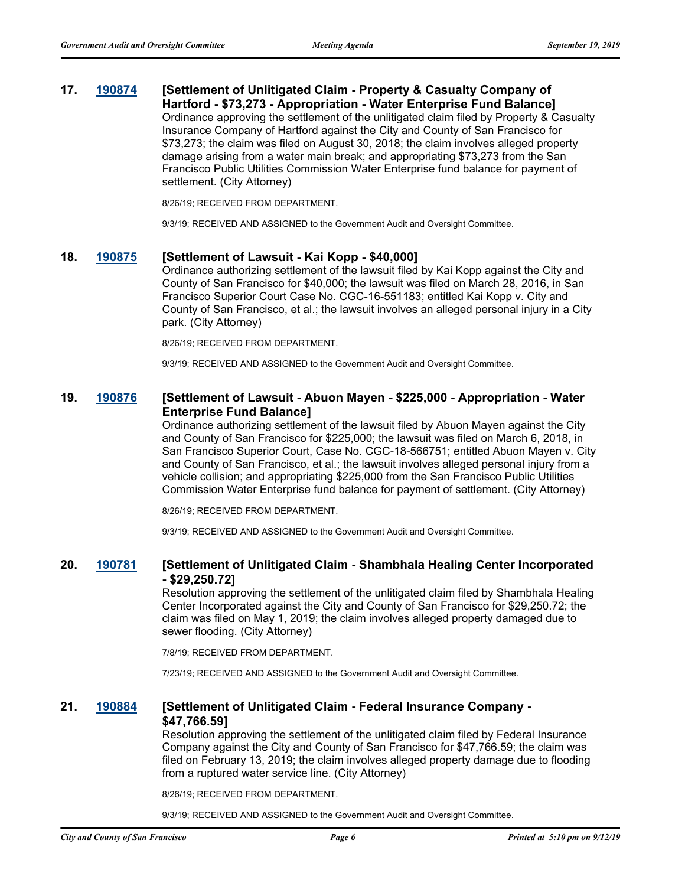**17.** **[190874](190874)** **[Settlement of Unlitigated Claim - Property & Casualty Company of Hartford - $73,273 - Appropriation - Water Enterprise Fund Balance]**

Ordinance approving the settlement of the unlitigated claim filed by Property & Casualty Insurance Company of Hartford against the City and County of San Francisco for $73,273; the claim was filed on August 30, 2018; the claim involves alleged property damage arising from a water main break; and appropriating $73,273 from the San Francisco Public Utilities Commission Water Enterprise fund balance for payment of settlement. (City Attorney)

8/26/19; RECEIVED FROM DEPARTMENT.

9/3/19; RECEIVED AND ASSIGNED to the Government Audit and Oversight Committee.

**18.** **[190875](190875)** **[Settlement of Lawsuit - Kai Kopp - $40,000]**

Ordinance authorizing settlement of the lawsuit filed by Kai Kopp against the City and County of San Francisco for $40,000; the lawsuit was filed on March 28, 2016, in San Francisco Superior Court Case No. CGC-16-551183; entitled Kai Kopp v. City and County of San Francisco, et al.; the lawsuit involves an alleged personal injury in a City park. (City Attorney)

8/26/19; RECEIVED FROM DEPARTMENT.

9/3/19; RECEIVED AND ASSIGNED to the Government Audit and Oversight Committee.

**19.** **[190876](190876)** **[Settlement of Lawsuit - Abuon Mayen - $225,000 - Appropriation - Water Enterprise Fund Balance]**

Ordinance authorizing settlement of the lawsuit filed by Abuon Mayen against the City and County of San Francisco for $225,000; the lawsuit was filed on March 6, 2018, in San Francisco Superior Court, Case No. CGC-18-566751; entitled Abuon Mayen v. City and County of San Francisco, et al.; the lawsuit involves alleged personal injury from a vehicle collision; and appropriating $225,000 from the San Francisco Public Utilities Commission Water Enterprise fund balance for payment of settlement. (City Attorney)

8/26/19; RECEIVED FROM DEPARTMENT.

9/3/19; RECEIVED AND ASSIGNED to the Government Audit and Oversight Committee.

**20.** **[190781](190781)** **[Settlement of Unlitigated Claim - Shambhala Healing Center Incorporated - $29,250.72]**

Resolution approving the settlement of the unlitigated claim filed by Shambhala Healing Center Incorporated against the City and County of San Francisco for $29,250.72; the claim was filed on May 1, 2019; the claim involves alleged property damaged due to sewer flooding. (City Attorney)

7/8/19; RECEIVED FROM DEPARTMENT.

7/23/19; RECEIVED AND ASSIGNED to the Government Audit and Oversight Committee.

**21.** **[190884](190884)** **[Settlement of Unlitigated Claim - Federal Insurance Company - $47,766.59]**

Resolution approving the settlement of the unlitigated claim filed by Federal Insurance Company against the City and County of San Francisco for $47,766.59; the claim was filed on February 13, 2019; the claim involves alleged property damage due to flooding from a ruptured water service line. (City Attorney)

8/26/19; RECEIVED FROM DEPARTMENT.

9/3/19; RECEIVED AND ASSIGNED to the Government Audit and Oversight Committee.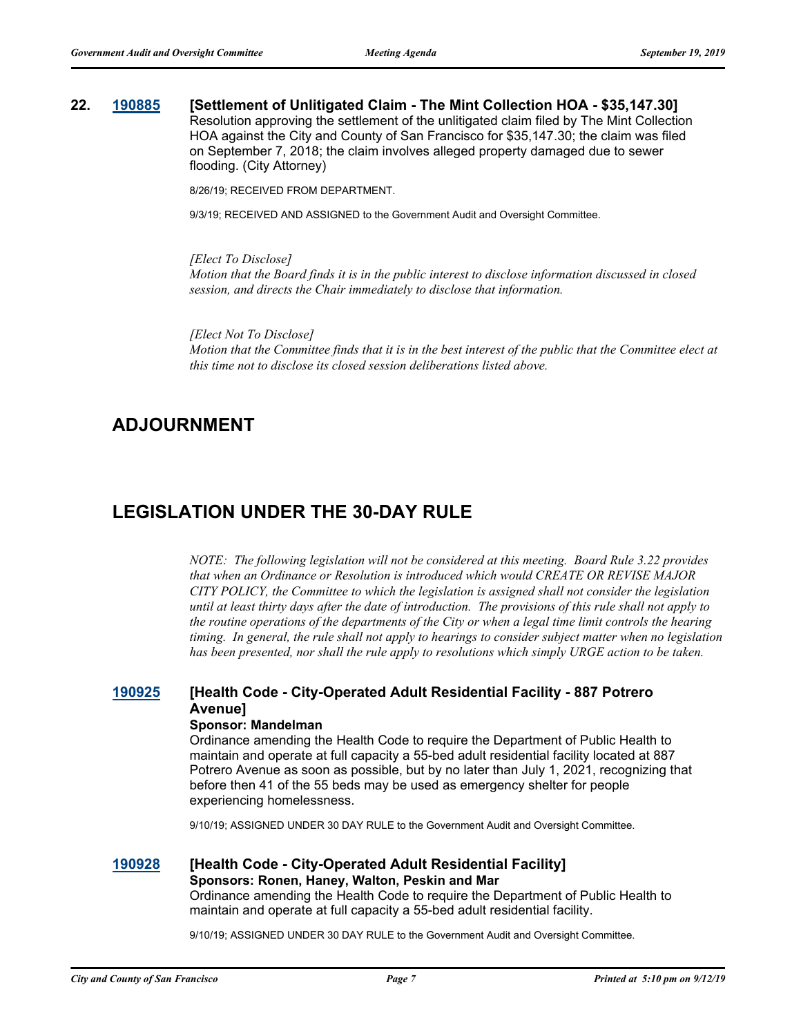**22. 190885 [Settlement of Unlitigated Claim - The Mint Collection HOA - $35,147.30]**

Resolution approving the settlement of the unlitigated claim filed by The Mint Collection HOA against the City and County of San Francisco for $35,147.30; the claim was filed on September 7, 2018; the claim involves alleged property damaged due to sewer flooding. (City Attorney)

8/26/19; RECEIVED FROM DEPARTMENT.

9/3/19; RECEIVED AND ASSIGNED to the Government Audit and Oversight Committee.

*[Elect To Disclose]*
*Motion that the Board finds it is in the public interest to disclose information discussed in closed session, and directs the Chair immediately to disclose that information.*

*[Elect Not To Disclose]*
*Motion that the Committee finds that it is in the best interest of the public that the Committee elect at this time not to disclose its closed session deliberations listed above.*

## ADJOURNMENT

## LEGISLATION UNDER THE 30-DAY RULE

*NOTE: The following legislation will not be considered at this meeting. Board Rule 3.22 provides that when an Ordinance or Resolution is introduced which would CREATE OR REVISE MAJOR CITY POLICY, the Committee to which the legislation is assigned shall not consider the legislation until at least thirty days after the date of introduction. The provisions of this rule shall not apply to the routine operations of the departments of the City or when a legal time limit controls the hearing timing. In general, the rule shall not apply to hearings to consider subject matter when no legislation has been presented, nor shall the rule apply to resolutions which simply URGE action to be taken.*

**190925 [Health Code - City-Operated Adult Residential Facility - 887 Potrero Avenue]**
**Sponsor: Mandelman**

Ordinance amending the Health Code to require the Department of Public Health to maintain and operate at full capacity a 55-bed adult residential facility located at 887 Potrero Avenue as soon as possible, but by no later than July 1, 2021, recognizing that before then 41 of the 55 beds may be used as emergency shelter for people experiencing homelessness.

9/10/19; ASSIGNED UNDER 30 DAY RULE to the Government Audit and Oversight Committee.

**190928 [Health Code - City-Operated Adult Residential Facility]**
**Sponsors: Ronen, Haney, Walton, Peskin and Mar**

Ordinance amending the Health Code to require the Department of Public Health to maintain and operate at full capacity a 55-bed adult residential facility.

9/10/19; ASSIGNED UNDER 30 DAY RULE to the Government Audit and Oversight Committee.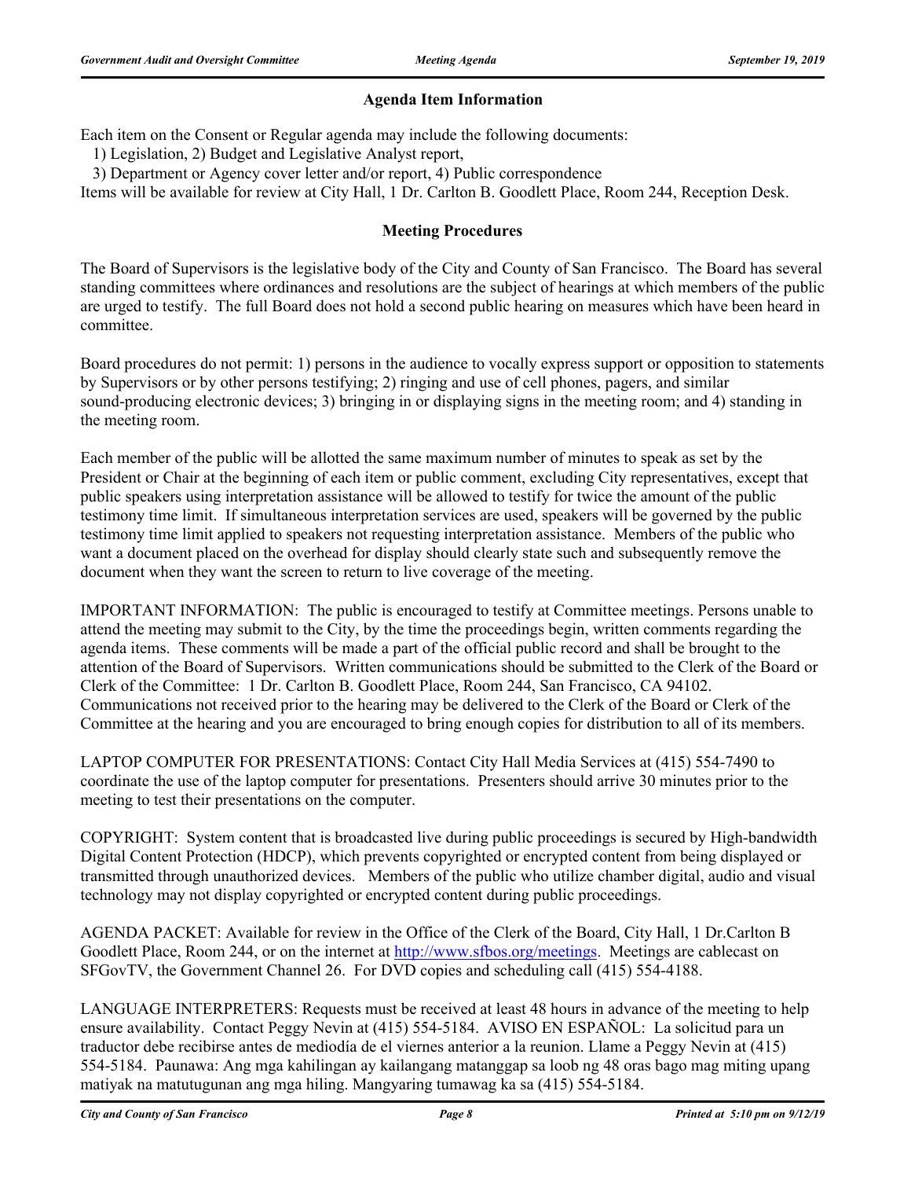## Agenda Item Information

Each item on the Consent or Regular agenda may include the following documents:
1) Legislation, 2) Budget and Legislative Analyst report,
3) Department or Agency cover letter and/or report, 4) Public correspondence
Items will be available for review at City Hall, 1 Dr. Carlton B. Goodlett Place, Room 244, Reception Desk.

## Meeting Procedures

The Board of Supervisors is the legislative body of the City and County of San Francisco. The Board has several standing committees where ordinances and resolutions are the subject of hearings at which members of the public are urged to testify. The full Board does not hold a second public hearing on measures which have been heard in committee.

Board procedures do not permit: 1) persons in the audience to vocally express support or opposition to statements by Supervisors or by other persons testifying; 2) ringing and use of cell phones, pagers, and similar sound-producing electronic devices; 3) bringing in or displaying signs in the meeting room; and 4) standing in the meeting room.

Each member of the public will be allotted the same maximum number of minutes to speak as set by the President or Chair at the beginning of each item or public comment, excluding City representatives, except that public speakers using interpretation assistance will be allowed to testify for twice the amount of the public testimony time limit. If simultaneous interpretation services are used, speakers will be governed by the public testimony time limit applied to speakers not requesting interpretation assistance. Members of the public who want a document placed on the overhead for display should clearly state such and subsequently remove the document when they want the screen to return to live coverage of the meeting.

IMPORTANT INFORMATION: The public is encouraged to testify at Committee meetings. Persons unable to attend the meeting may submit to the City, by the time the proceedings begin, written comments regarding the agenda items. These comments will be made a part of the official public record and shall be brought to the attention of the Board of Supervisors. Written communications should be submitted to the Clerk of the Board or Clerk of the Committee: 1 Dr. Carlton B. Goodlett Place, Room 244, San Francisco, CA 94102. Communications not received prior to the hearing may be delivered to the Clerk of the Board or Clerk of the Committee at the hearing and you are encouraged to bring enough copies for distribution to all of its members.

LAPTOP COMPUTER FOR PRESENTATIONS: Contact City Hall Media Services at (415) 554-7490 to coordinate the use of the laptop computer for presentations. Presenters should arrive 30 minutes prior to the meeting to test their presentations on the computer.

COPYRIGHT: System content that is broadcasted live during public proceedings is secured by High-bandwidth Digital Content Protection (HDCP), which prevents copyrighted or encrypted content from being displayed or transmitted through unauthorized devices. Members of the public who utilize chamber digital, audio and visual technology may not display copyrighted or encrypted content during public proceedings.

AGENDA PACKET: Available for review in the Office of the Clerk of the Board, City Hall, 1 Dr.Carlton B Goodlett Place, Room 244, or on the internet at http://www.sfbos.org/meetings. Meetings are cablecast on SFGovTV, the Government Channel 26. For DVD copies and scheduling call (415) 554-4188.

LANGUAGE INTERPRETERS: Requests must be received at least 48 hours in advance of the meeting to help ensure availability. Contact Peggy Nevin at (415) 554-5184. AVISO EN ESPAÑOL: La solicitud para un traductor debe recibirse antes de mediodía de el viernes anterior a la reunion. Llame a Peggy Nevin at (415) 554-5184. Paunawa: Ang mga kahilingan ay kailangang matanggap sa loob ng 48 oras bago mag miting upang matiyak na matutugunan ang mga hiling. Mangyaring tumawag ka sa (415) 554-5184.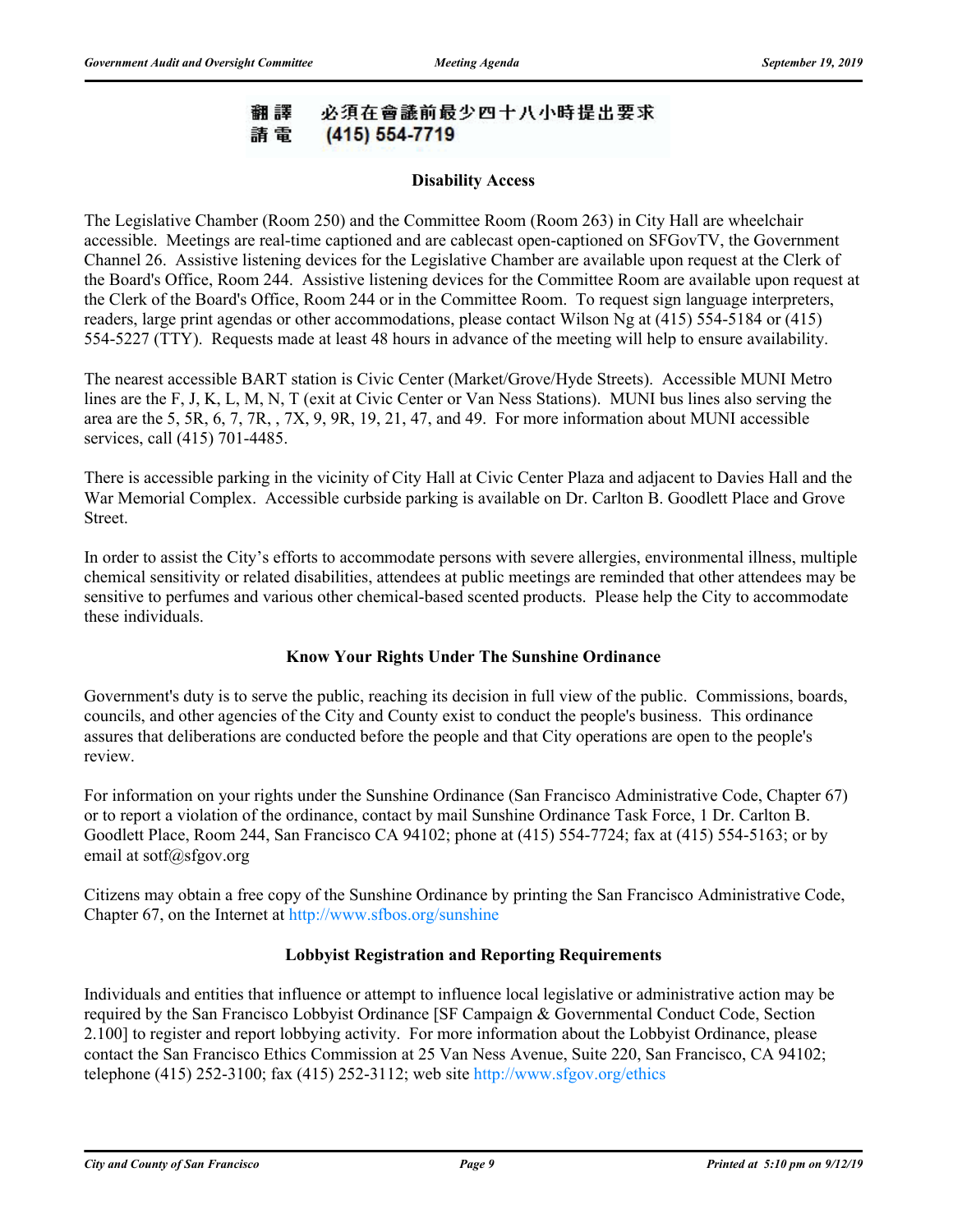翻譯　必須在會議前最少四十八小時提出要求
請電　(415) 554-7719

**Disability Access**

The Legislative Chamber (Room 250) and the Committee Room (Room 263) in City Hall are wheelchair accessible. Meetings are real-time captioned and are cablecast open-captioned on SFGovTV, the Government Channel 26. Assistive listening devices for the Legislative Chamber are available upon request at the Clerk of the Board's Office, Room 244. Assistive listening devices for the Committee Room are available upon request at the Clerk of the Board's Office, Room 244 or in the Committee Room. To request sign language interpreters, readers, large print agendas or other accommodations, please contact Wilson Ng at (415) 554-5184 or (415) 554-5227 (TTY). Requests made at least 48 hours in advance of the meeting will help to ensure availability.

The nearest accessible BART station is Civic Center (Market/Grove/Hyde Streets). Accessible MUNI Metro lines are the F, J, K, L, M, N, T (exit at Civic Center or Van Ness Stations). MUNI bus lines also serving the area are the 5, 5R, 6, 7, 7R, , 7X, 9, 9R, 19, 21, 47, and 49. For more information about MUNI accessible services, call (415) 701-4485.

There is accessible parking in the vicinity of City Hall at Civic Center Plaza and adjacent to Davies Hall and the War Memorial Complex. Accessible curbside parking is available on Dr. Carlton B. Goodlett Place and Grove Street.

In order to assist the City's efforts to accommodate persons with severe allergies, environmental illness, multiple chemical sensitivity or related disabilities, attendees at public meetings are reminded that other attendees may be sensitive to perfumes and various other chemical-based scented products. Please help the City to accommodate these individuals.

**Know Your Rights Under The Sunshine Ordinance**

Government's duty is to serve the public, reaching its decision in full view of the public. Commissions, boards, councils, and other agencies of the City and County exist to conduct the people's business. This ordinance assures that deliberations are conducted before the people and that City operations are open to the people's review.

For information on your rights under the Sunshine Ordinance (San Francisco Administrative Code, Chapter 67) or to report a violation of the ordinance, contact by mail Sunshine Ordinance Task Force, 1 Dr. Carlton B. Goodlett Place, Room 244, San Francisco CA 94102; phone at (415) 554-7724; fax at (415) 554-5163; or by email at sotf@sfgov.org

Citizens may obtain a free copy of the Sunshine Ordinance by printing the San Francisco Administrative Code, Chapter 67, on the Internet at http://www.sfbos.org/sunshine

**Lobbyist Registration and Reporting Requirements**

Individuals and entities that influence or attempt to influence local legislative or administrative action may be required by the San Francisco Lobbyist Ordinance [SF Campaign & Governmental Conduct Code, Section 2.100] to register and report lobbying activity. For more information about the Lobbyist Ordinance, please contact the San Francisco Ethics Commission at 25 Van Ness Avenue, Suite 220, San Francisco, CA 94102; telephone (415) 252-3100; fax (415) 252-3112; web site http://www.sfgov.org/ethics